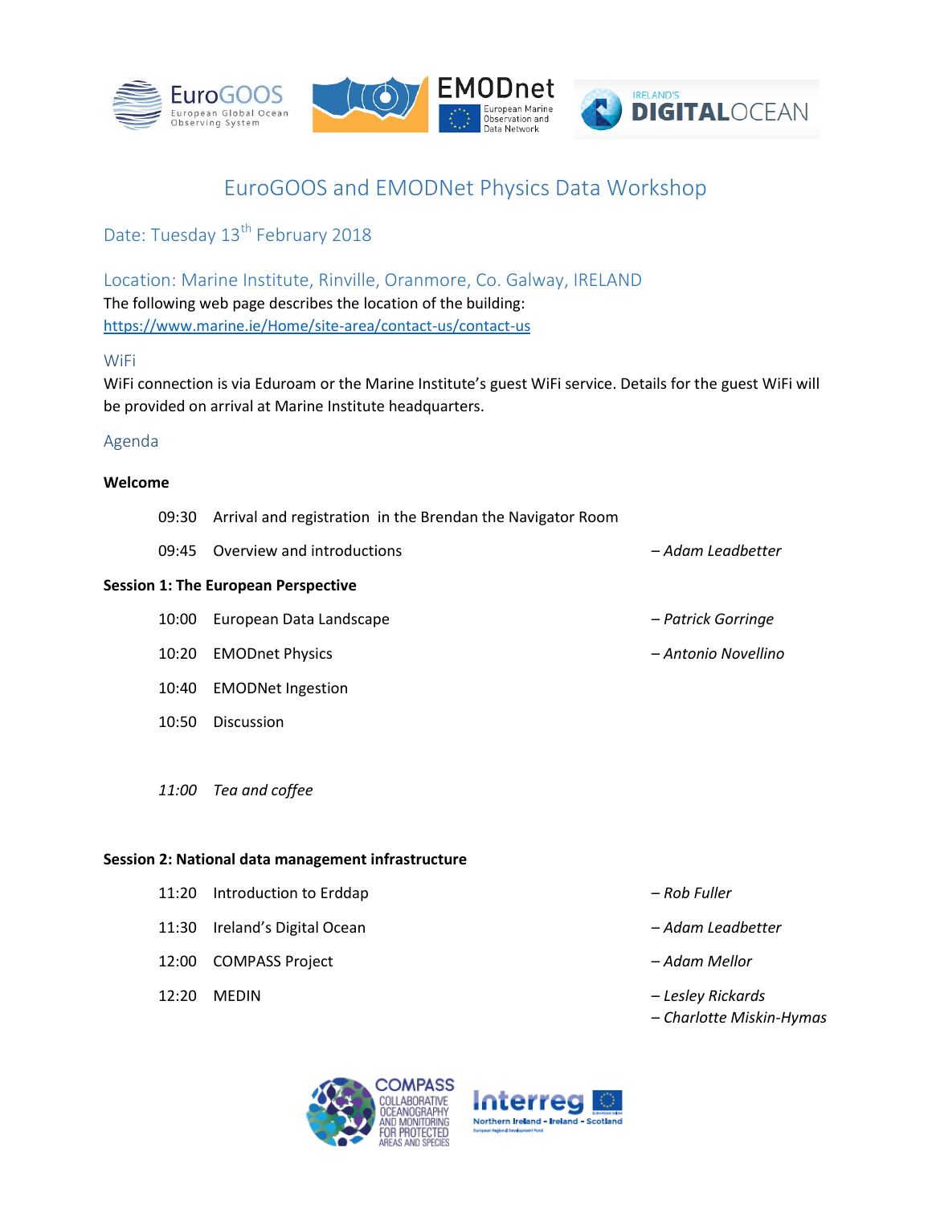# EuroGOOS and EMODNet Physics Data Workshop

## Date: Tuesday 13th February 2018

## Location: Marine Institute, Rinville, Oranmore, Co. Galway, IRELAND

The following web page describes the location of the building:
https://www.marine.ie/Home/site-area/contact-us/contact-us

## WiFi

WiFi connection is via Eduroam or the Marine Institute's guest WiFi service. Details for the guest WiFi will be provided on arrival at Marine Institute headquarters.

## Agenda

**Welcome**

| | | |
|---|---|---|
| 09:30 | Arrival and registration in the Brendan the Navigator Room | |
| 09:45 | Overview and introductions | *– Adam Leadbetter* |

**Session 1: The European Perspective**

| | | |
|---|---|---|
| 10:00 | European Data Landscape | *– Patrick Gorringe* |
| 10:20 | EMODnet Physics | *– Antonio Novellino* |
| 10:40 | EMODNet Ingestion | |
| 10:50 | Discussion | |

*11:00 Tea and coffee*

**Session 2: National data management infrastructure**

| | | |
|---|---|---|
| 11:20 | Introduction to Erddap | *– Rob Fuller* |
| 11:30 | Ireland's Digital Ocean | *– Adam Leadbetter* |
| 12:00 | COMPASS Project | *– Adam Mellor* |
| 12:20 | MEDIN | *– Lesley Rickards*<br>*– Charlotte Miskin-Hymas* |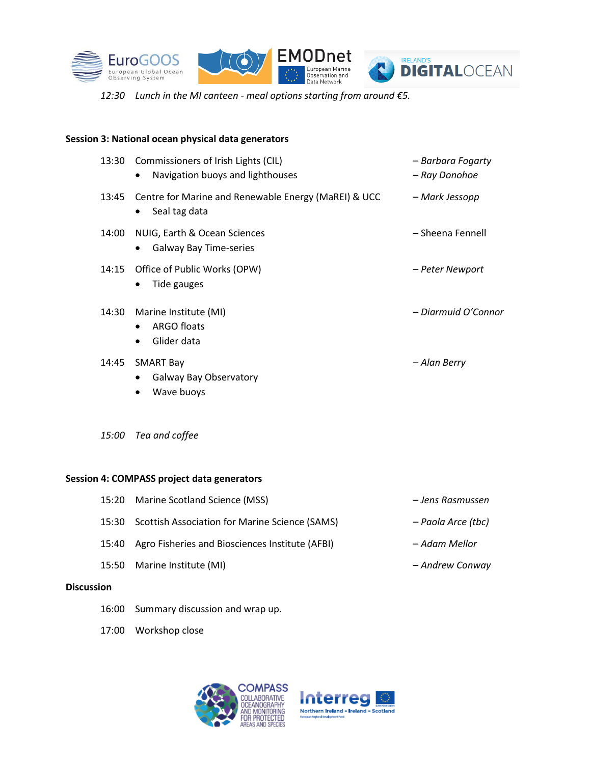*12:30 Lunch in the MI canteen - meal options starting from around €5.*

**Session 3: National ocean physical data generators**

13:30 Commissioners of Irish Lights (CIL) – *Barbara Fogarty*

- Navigation buoys and lighthouses – *Ray Donohoe*

13:45 Centre for Marine and Renewable Energy (MaREI) & UCC – *Mark Jessopp*

- Seal tag data

14:00 NUIG, Earth & Ocean Sciences – Sheena Fennell

- Galway Bay Time-series

14:15 Office of Public Works (OPW) – *Peter Newport*

- Tide gauges

14:30 Marine Institute (MI) – *Diarmuid O'Connor*

- ARGO floats
- Glider data

14:45 SMART Bay – *Alan Berry*

- Galway Bay Observatory
- Wave buoys

*15:00 Tea and coffee*

**Session 4: COMPASS project data generators**

15:20 Marine Scotland Science (MSS) – *Jens Rasmussen*

15:30 Scottish Association for Marine Science (SAMS) – *Paola Arce (tbc)*

15:40 Agro Fisheries and Biosciences Institute (AFBI) – *Adam Mellor*

15:50 Marine Institute (MI) – *Andrew Conway*

**Discussion**

16:00 Summary discussion and wrap up.

17:00 Workshop close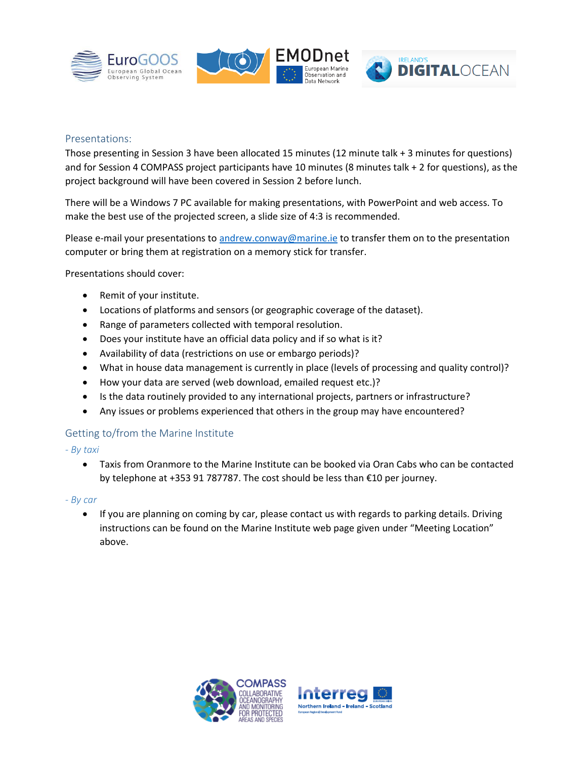## Presentations:

Those presenting in Session 3 have been allocated 15 minutes (12 minute talk + 3 minutes for questions) and for Session 4 COMPASS project participants have 10 minutes (8 minutes talk + 2 for questions), as the project background will have been covered in Session 2 before lunch.

There will be a Windows 7 PC available for making presentations, with PowerPoint and web access. To make the best use of the projected screen, a slide size of 4:3 is recommended.

Please e-mail your presentations to andrew.conway@marine.ie to transfer them on to the presentation computer or bring them at registration on a memory stick for transfer.

Presentations should cover:

- Remit of your institute.
- Locations of platforms and sensors (or geographic coverage of the dataset).
- Range of parameters collected with temporal resolution.
- Does your institute have an official data policy and if so what is it?
- Availability of data (restrictions on use or embargo periods)?
- What in house data management is currently in place (levels of processing and quality control)?
- How your data are served (web download, emailed request etc.)?
- Is the data routinely provided to any international projects, partners or infrastructure?
- Any issues or problems experienced that others in the group may have encountered?

## Getting to/from the Marine Institute

*- By taxi*

- Taxis from Oranmore to the Marine Institute can be booked via Oran Cabs who can be contacted by telephone at +353 91 787787. The cost should be less than €10 per journey.

*- By car*

- If you are planning on coming by car, please contact us with regards to parking details. Driving instructions can be found on the Marine Institute web page given under "Meeting Location" above.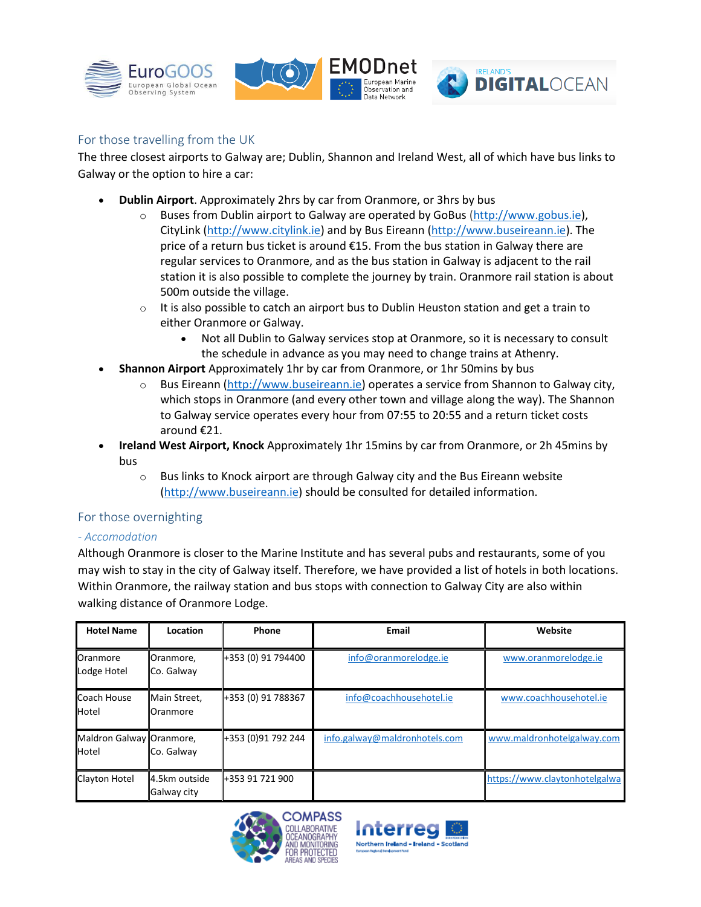## For those travelling from the UK

The three closest airports to Galway are; Dublin, Shannon and Ireland West, all of which have bus links to Galway or the option to hire a car:

- **Dublin Airport**. Approximately 2hrs by car from Oranmore, or 3hrs by bus
  - Buses from Dublin airport to Galway are operated by GoBus (http://www.gobus.ie), CityLink (http://www.citylink.ie) and by Bus Eireann (http://www.buseireann.ie). The price of a return bus ticket is around €15. From the bus station in Galway there are regular services to Oranmore, and as the bus station in Galway is adjacent to the rail station it is also possible to complete the journey by train. Oranmore rail station is about 500m outside the village.
  - It is also possible to catch an airport bus to Dublin Heuston station and get a train to either Oranmore or Galway.
    - Not all Dublin to Galway services stop at Oranmore, so it is necessary to consult the schedule in advance as you may need to change trains at Athenry.
- **Shannon Airport** Approximately 1hr by car from Oranmore, or 1hr 50mins by bus
  - Bus Eireann (http://www.buseireann.ie) operates a service from Shannon to Galway city, which stops in Oranmore (and every other town and village along the way). The Shannon to Galway service operates every hour from 07:55 to 20:55 and a return ticket costs around €21.
- **Ireland West Airport, Knock** Approximately 1hr 15mins by car from Oranmore, or 2h 45mins by bus
  - Bus links to Knock airport are through Galway city and the Bus Eireann website (http://www.buseireann.ie) should be consulted for detailed information.

## For those overnighting

### *- Accomodation*

Although Oranmore is closer to the Marine Institute and has several pubs and restaurants, some of you may wish to stay in the city of Galway itself. Therefore, we have provided a list of hotels in both locations. Within Oranmore, the railway station and bus stops with connection to Galway City are also within walking distance of Oranmore Lodge.

| Hotel Name | Location | Phone | Email | Website |
|---|---|---|---|---|
| Oranmore Lodge Hotel | Oranmore, Co. Galway | +353 (0) 91 794400 | info@oranmorelodge.ie | www.oranmorelodge.ie |
| Coach House Hotel | Main Street, Oranmore | +353 (0) 91 788367 | info@coachhousehotel.ie | www.coachhousehotel.ie |
| Maldron Galway Hotel | Oranmore, Co. Galway | +353 (0)91 792 244 | info.galway@maldronhotels.com | www.maldronhotelgalway.com |
| Clayton Hotel | 4.5km outside Galway city | +353 91 721 900 | | https://www.claytonhotelgalwa |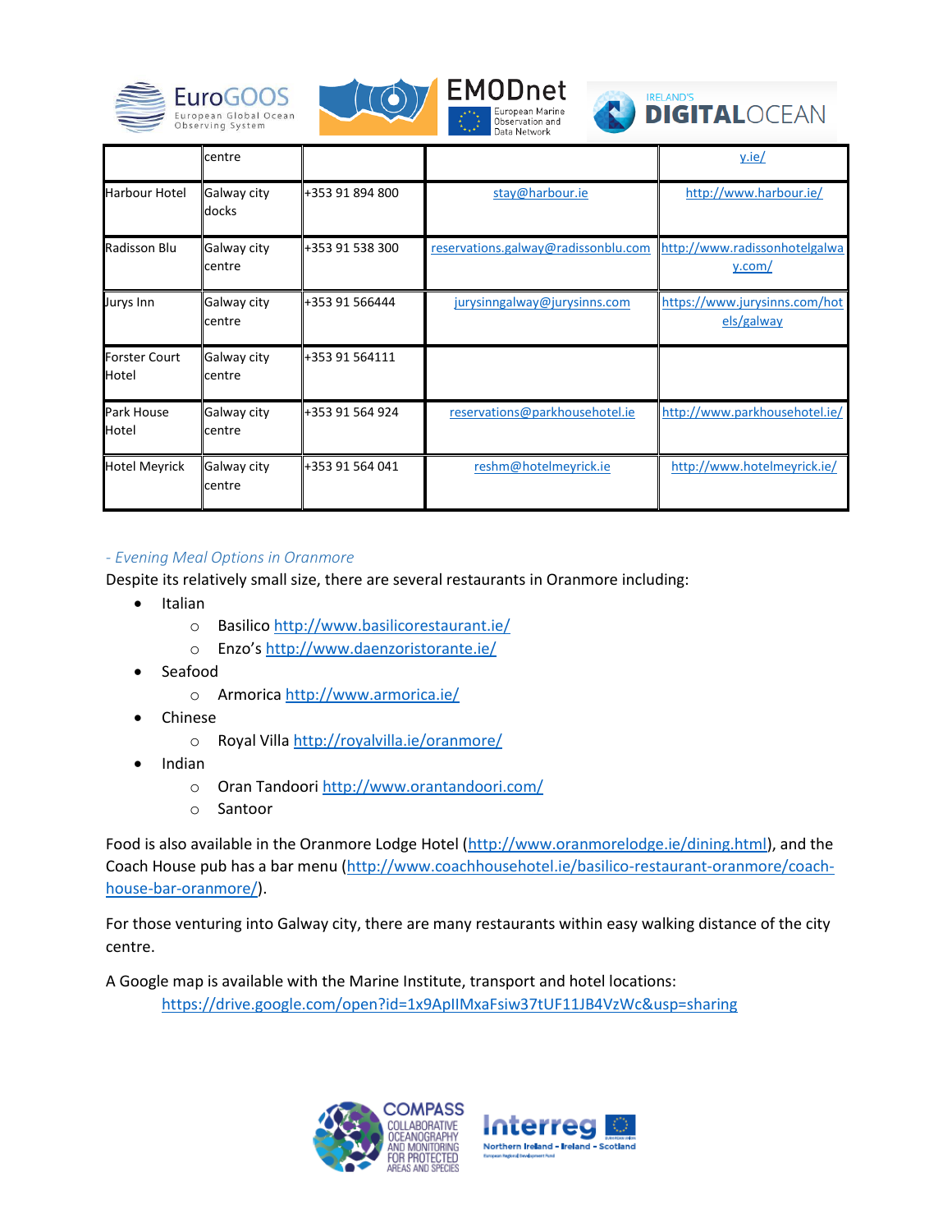| | | | | |
|---|---|---|---|---|
| | centre | | | y.ie/ |
| Harbour Hotel | Galway city docks | +353 91 894 800 | stay@harbour.ie | http://www.harbour.ie/ |
| Radisson Blu | Galway city centre | +353 91 538 300 | reservations.galway@radissonblu.com | http://www.radissonhotelgalway.com/ |
| Jurys Inn | Galway city centre | +353 91 566444 | jurysinngalway@jurysinns.com | https://www.jurysinns.com/hotels/galway |
| Forster Court Hotel | Galway city centre | +353 91 564111 | | |
| Park House Hotel | Galway city centre | +353 91 564 924 | reservations@parkhousehotel.ie | http://www.parkhousehotel.ie/ |
| Hotel Meyrick | Galway city centre | +353 91 564 041 | reshm@hotelmeyrick.ie | http://www.hotelmeyrick.ie/ |

*- Evening Meal Options in Oranmore*

Despite its relatively small size, there are several restaurants in Oranmore including:

- Italian
  - Basilico http://www.basilicorestaurant.ie/
  - Enzo's http://www.daenzoristorante.ie/
- Seafood
  - Armorica http://www.armorica.ie/
- Chinese
  - Royal Villa http://royalvilla.ie/oranmore/
- Indian
  - Oran Tandoori http://www.orantandoori.com/
  - Santoor

Food is also available in the Oranmore Lodge Hotel (http://www.oranmorelodge.ie/dining.html), and the Coach House pub has a bar menu (http://www.coachhousehotel.ie/basilico-restaurant-oranmore/coach-house-bar-oranmore/).

For those venturing into Galway city, there are many restaurants within easy walking distance of the city centre.

A Google map is available with the Marine Institute, transport and hotel locations:
https://drive.google.com/open?id=1x9ApIIMxaFsiw37tUF11JB4VzWc&usp=sharing